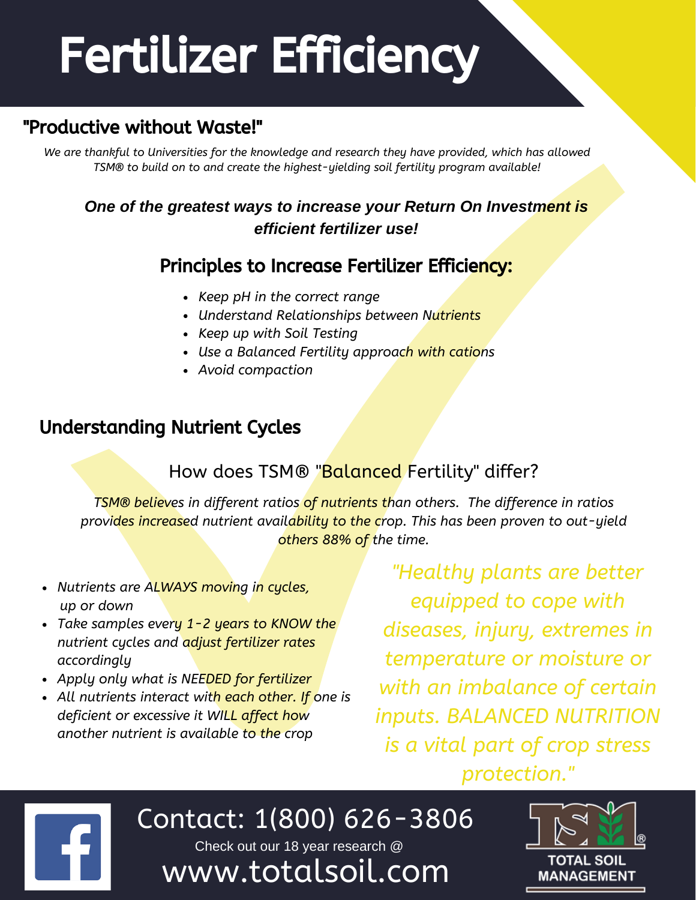# Fertilizer Efficiency

## "Productive without Waste!"

*We are thankful to Universities for the knowledge and research they have provided, which has allowed TSM® to build on to and create the highest-yielding soil fertility program available!*

***One of the greatest ways to increase your Return On Investment is efficient fertilizer use!***

### Principles to Increase Fertilizer Efficiency:

- *Keep pH in the correct range*
- *Understand Relationships between Nutrients*
- *Keep up with Soil Testing*
- *Use a Balanced Fertility approach with cations*
- *Avoid compaction*

## Understanding Nutrient Cycles

### How does TSM® "Balanced Fertility" differ?

*TSM® believes in different ratios of nutrients than others. The difference in ratios provides increased nutrient availability to the crop. This has been proven to out-yield others 88% of the time.*

- *Nutrients are ALWAYS moving in cycles, up or down*
- *Take samples every 1-2 years to KNOW the nutrient cycles and adjust fertilizer rates accordingly*
- *Apply only what is NEEDED for fertilizer*
- *All nutrients interact with each other. If one is deficient or excessive it WILL affect how another nutrient is available to the crop*

*"Healthy plants are better equipped to cope with diseases, injury, extremes in temperature or moisture or with an imbalance of certain inputs. BALANCED NUTRITION is a vital part of crop stress protection."*

Contact: 1(800) 626-3806

Check out our 18 year research @

www.totalsoil.com

TOTAL SOIL MANAGEMENT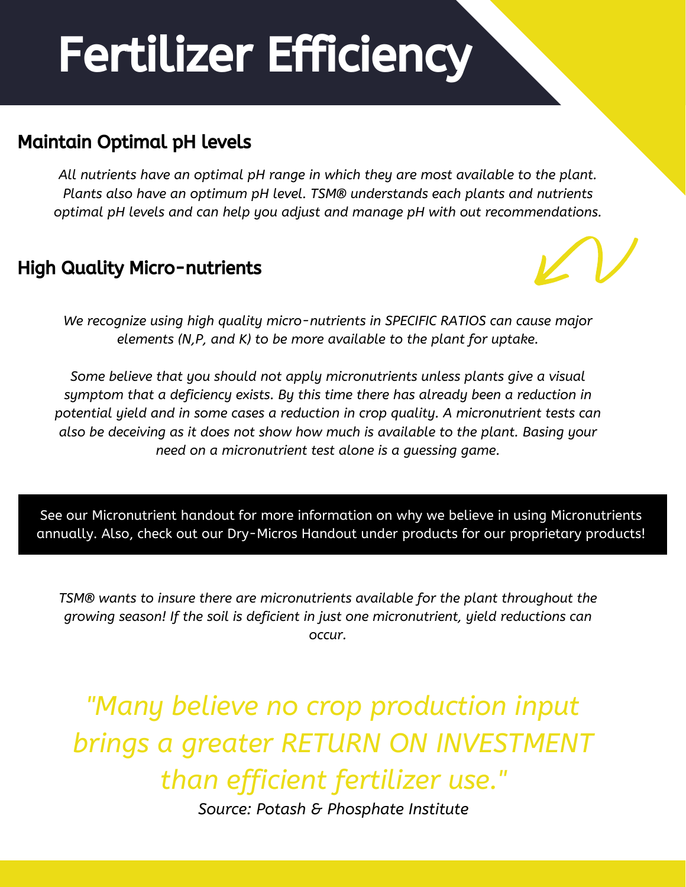# Fertilizer Efficiency

## Maintain Optimal pH levels

*All nutrients have an optimal pH range in which they are most available to the plant. Plants also have an optimum pH level. TSM® understands each plants and nutrients optimal pH levels and can help you adjust and manage pH with out recommendations.*

## High Quality Micro-nutrients

*We recognize using high quality micro-nutrients in SPECIFIC RATIOS can cause major elements (N,P, and K) to be more available to the plant for uptake.*

*Some believe that you should not apply micronutrients unless plants give a visual symptom that a deficiency exists. By this time there has already been a reduction in potential yield and in some cases a reduction in crop quality. A micronutrient tests can also be deceiving as it does not show how much is available to the plant. Basing your need on a micronutrient test alone is a guessing game.*

See our Micronutrient handout for more information on why we believe in using Micronutrients annually. Also, check out our Dry-Micros Handout under products for our proprietary products!

*TSM® wants to insure there are micronutrients available for the plant throughout the growing season! If the soil is deficient in just one micronutrient, yield reductions can occur.*

*"Many believe no crop production input brings a greater RETURN ON INVESTMENT than efficient fertilizer use."*

*Source: Potash & Phosphate Institute*